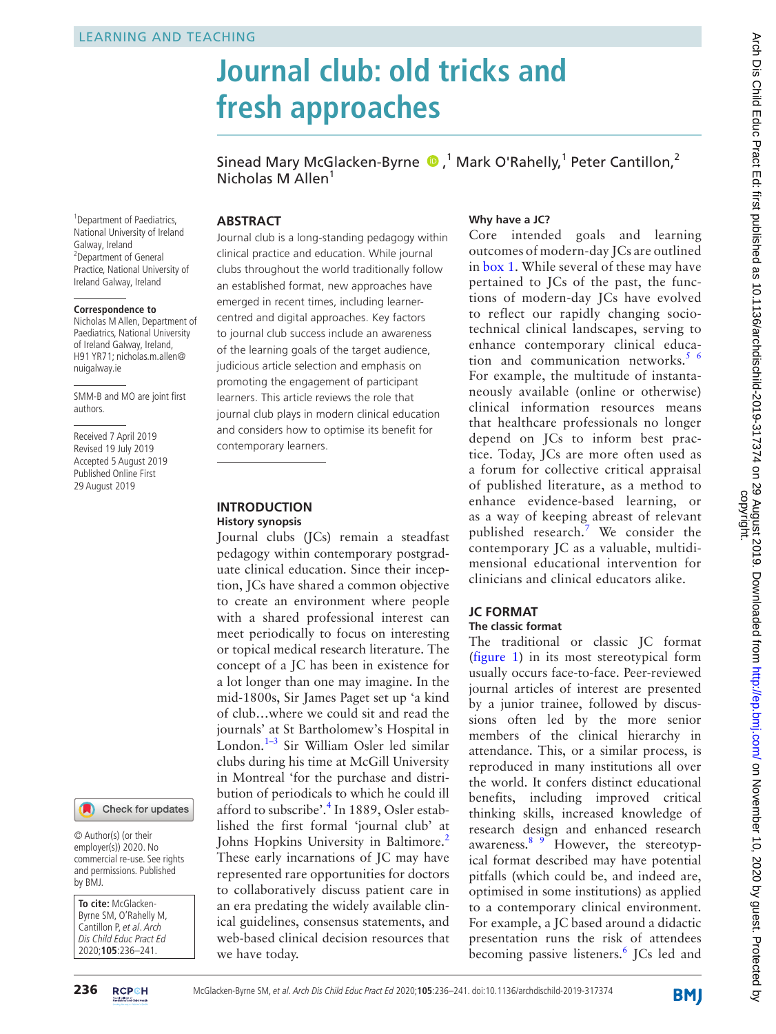LEARNING AND TEACHING

# Journal club: old tricks and fresh approaches

Sinead Mary McGlacken-Byrne,[1] Mark O'Rahelly,[1] Peter Cantillon,[2] Nicholas M Allen[1]

[1]Department of Paediatrics, National University of Ireland Galway, Ireland
[2]Department of General Practice, National University of Ireland Galway, Ireland

**Correspondence to**
Nicholas M Allen, Department of Paediatrics, National University of Ireland Galway, Ireland, H91 YR71; nicholas.m.allen@nuigalway.ie

SMM-B and MO are joint first authors.

Received 7 April 2019
Revised 19 July 2019
Accepted 5 August 2019
Published Online First 29 August 2019

© Author(s) (or their employer(s)) 2020. No commercial re-use. See rights and permissions. Published by BMJ.

**To cite:** McGlacken-Byrne SM, O'Rahelly M, Cantillon P, *et al*. *Arch Dis Child Educ Pract Ed* 2020;**105**:236–241.

## ABSTRACT

Journal club is a long-standing pedagogy within clinical practice and education. While journal clubs throughout the world traditionally follow an established format, new approaches have emerged in recent times, including learner-centred and digital approaches. Key factors to journal club success include an awareness of the learning goals of the target audience, judicious article selection and emphasis on promoting the engagement of participant learners. This article reviews the role that journal club plays in modern clinical education and considers how to optimise its benefit for contemporary learners.

## INTRODUCTION

### History synopsis

Journal clubs (JCs) remain a steadfast pedagogy within contemporary postgraduate clinical education. Since their inception, JCs have shared a common objective to create an environment where people with a shared professional interest can meet periodically to focus on interesting or topical medical research literature. The concept of a JC has been in existence for a lot longer than one may imagine. In the mid-1800s, Sir James Paget set up 'a kind of club…where we could sit and read the journals' at St Bartholomew's Hospital in London.[1–3] Sir William Osler led similar clubs during his time at McGill University in Montreal 'for the purchase and distribution of periodicals to which he could ill afford to subscribe'.[4] In 1889, Osler established the first formal 'journal club' at Johns Hopkins University in Baltimore.[2] These early incarnations of JC may have represented rare opportunities for doctors to collaboratively discuss patient care in an era predating the widely available clinical guidelines, consensus statements, and web-based clinical decision resources that we have today.

### Why have a JC?

Core intended goals and learning outcomes of modern-day JCs are outlined in box 1. While several of these may have pertained to JCs of the past, the functions of modern-day JCs have evolved to reflect our rapidly changing sociotechnical clinical landscapes, serving to enhance contemporary clinical education and communication networks.[5,6] For example, the multitude of instantaneously available (online or otherwise) clinical information resources means that healthcare professionals no longer depend on JCs to inform best practice. Today, JCs are more often used as a forum for collective critical appraisal of published literature, as a method to enhance evidence-based learning, or as a way of keeping abreast of relevant published research.[7] We consider the contemporary JC as a valuable, multidimensional educational intervention for clinicians and clinical educators alike.

## JC FORMAT

### The classic format

The traditional or classic JC format (figure 1) in its most stereotypical form usually occurs face-to-face. Peer-reviewed journal articles of interest are presented by a junior trainee, followed by discussions often led by the more senior members of the clinical hierarchy in attendance. This, or a similar process, is reproduced in many institutions all over the world. It confers distinct educational benefits, including improved critical thinking skills, increased knowledge of research design and enhanced research awareness.[8,9] However, the stereotypical format described may have potential pitfalls (which could be, and indeed are, optimised in some institutions) as applied to a contemporary clinical environment. For example, a JC based around a didactic presentation runs the risk of attendees becoming passive listeners.[6] JCs led and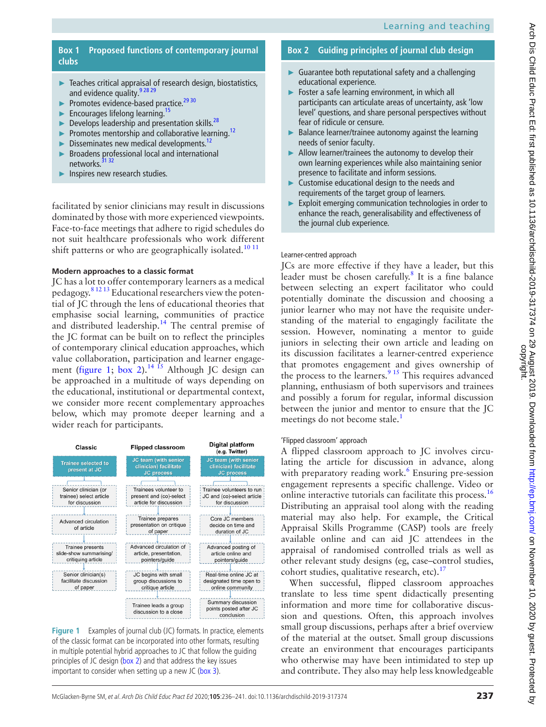**Box 1 Proposed functions of contemporary journal clubs**

- Teaches critical appraisal of research design, biostatistics, and evidence quality.[9 28 29]
- Promotes evidence-based practice.[29 30]
- Encourages lifelong learning.[15]
- Develops leadership and presentation skills.[28]
- Promotes mentorship and collaborative learning.[12]
- Disseminates new medical developments.[12]
- Broadens professional local and international networks.[31 32]
- Inspires new research studies.

facilitated by senior clinicians may result in discussions dominated by those with more experienced viewpoints. Face-to-face meetings that adhere to rigid schedules do not suit healthcare professionals who work different shift patterns or who are geographically isolated.[10 11]

### Modern approaches to a classic format

JC has a lot to offer contemporary learners as a medical pedagogy.[8 12 13] Educational researchers view the potential of JC through the lens of educational theories that emphasise social learning, communities of practice and distributed leadership.[14] The central premise of the JC format can be built on to reflect the principles of contemporary clinical education approaches, which value collaboration, participation and learner engagement (figure 1; box 2).[14 15] Although JC design can be approached in a multitude of ways depending on the educational, institutional or departmental context, we consider more recent complementary approaches below, which may promote deeper learning and a wider reach for participants.

| Classic | Flipped classroom | Digital platform (e.g. Twitter) |
|---|---|---|
| Trainee selected to present at JC | JC team (with senior clinician) facilitate JC process | JC team (with senior clinician) facilitate JC process |
| Senior clinician (or trainee) select article for discussion | Trainees volunteer to present and (co)-select article for discussion | Trainee volunteers to run JC and (co)-select article for discussion |
| Advanced circulation of article | Trainee prepares presentation on critique of paper | Core JC members decide on time and duration of JC |
| Trainee presents slide-show summarising/ critiquing article | Advanced circulation of article, presentation, pointers/guide | Advanced posting of article online and pointers/guide |
| Senior clinician(s) facilitate discussion of paper | JC begins with small group discussions to critique article | Real-time online JC at designated time open to online community |
| | Trainee leads a group discussion to a close | Summary discussion points posted after JC conclusion |

Figure 1 Examples of journal club (JC) formats. In practice, elements of the classic format can be incorporated into other formats, resulting in multiple potential hybrid approaches to JC that follow the guiding principles of JC design (box 2) and that address the key issues important to consider when setting up a new JC (box 3).

**Box 2 Guiding principles of journal club design**

- Guarantee both reputational safety and a challenging educational experience.
- Foster a safe learning environment, in which all participants can articulate areas of uncertainty, ask 'low level' questions, and share personal perspectives without fear of ridicule or censure.
- Balance learner/trainee autonomy against the learning needs of senior faculty.
- Allow learner/trainees the autonomy to develop their own learning experiences while also maintaining senior presence to facilitate and inform sessions.
- Customise educational design to the needs and requirements of the target group of learners.
- Exploit emerging communication technologies in order to enhance the reach, generalisability and effectiveness of the journal club experience.

#### Learner-centred approach

JCs are more effective if they have a leader, but this leader must be chosen carefully.[8] It is a fine balance between selecting an expert facilitator who could potentially dominate the discussion and choosing a junior learner who may not have the requisite understanding of the material to engagingly facilitate the session. However, nominating a mentor to guide juniors in selecting their own article and leading on its discussion facilitates a learner-centred experience that promotes engagement and gives ownership of the process to the learners.[9 15] This requires advanced planning, enthusiasm of both supervisors and trainees and possibly a forum for regular, informal discussion between the junior and mentor to ensure that the JC meetings do not become stale.[1]

#### 'Flipped classroom' approach

A flipped classroom approach to JC involves circulating the article for discussion in advance, along with preparatory reading work.[6] Ensuring pre-session engagement represents a specific challenge. Video or online interactive tutorials can facilitate this process.[16] Distributing an appraisal tool along with the reading material may also help. For example, the Critical Appraisal Skills Programme (CASP) tools are freely available online and can aid JC attendees in the appraisal of randomised controlled trials as well as other relevant study designs (eg, case–control studies, cohort studies, qualitative research, etc).[17]

When successful, flipped classroom approaches translate to less time spent didactically presenting information and more time for collaborative discussion and questions. Often, this approach involves small group discussions, perhaps after a brief overview of the material at the outset. Small group discussions create an environment that encourages participants who otherwise may have been intimidated to step up and contribute. They also may help less knowledgeable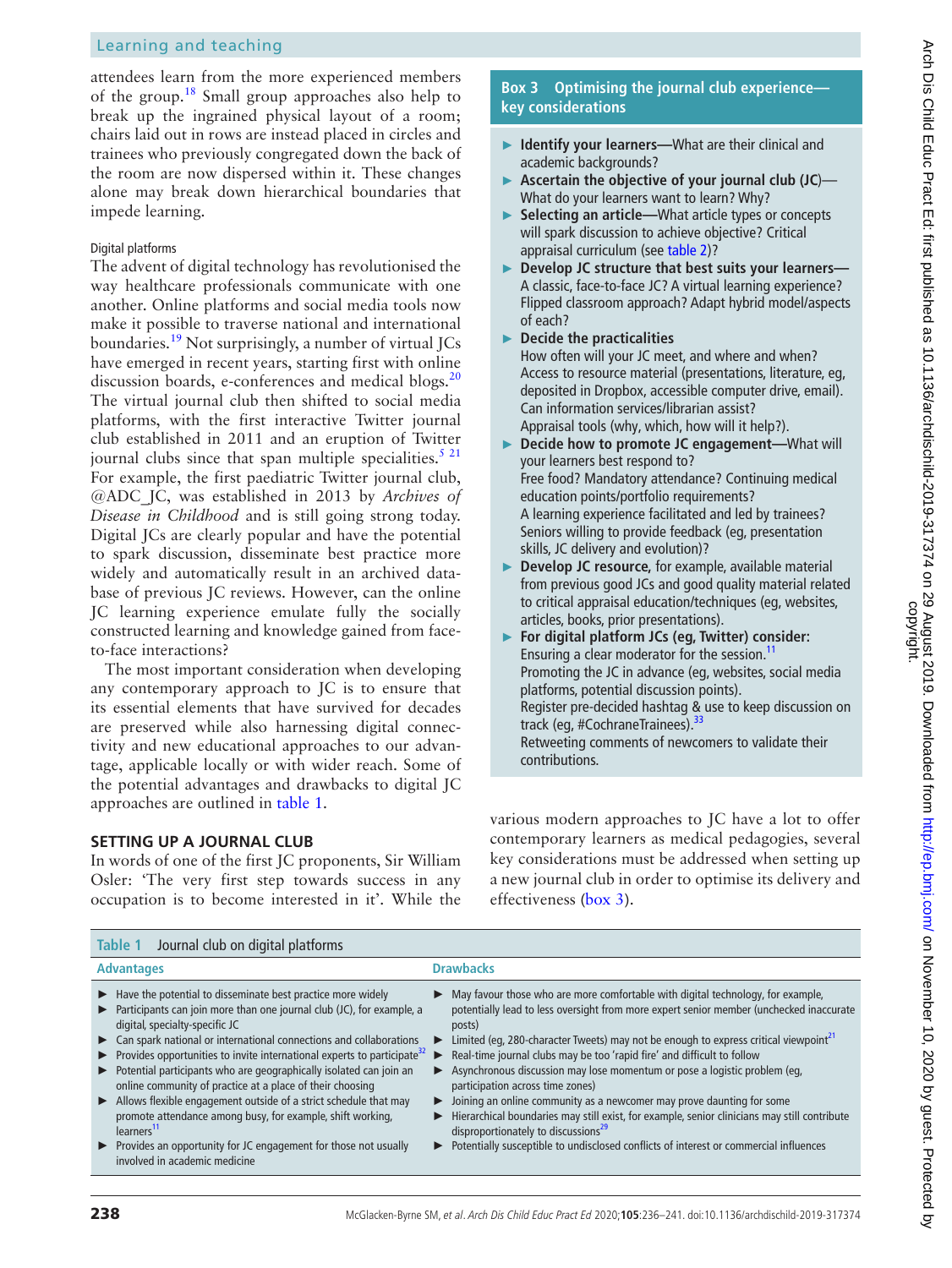attendees learn from the more experienced members of the group.[18] Small group approaches also help to break up the ingrained physical layout of a room; chairs laid out in rows are instead placed in circles and trainees who previously congregated down the back of the room are now dispersed within it. These changes alone may break down hierarchical boundaries that impede learning.

### Digital platforms

The advent of digital technology has revolutionised the way healthcare professionals communicate with one another. Online platforms and social media tools now make it possible to traverse national and international boundaries.[19] Not surprisingly, a number of virtual JCs have emerged in recent years, starting first with online discussion boards, e-conferences and medical blogs.[20] The virtual journal club then shifted to social media platforms, with the first interactive Twitter journal club established in 2011 and an eruption of Twitter journal clubs since that span multiple specialities.[5 21] For example, the first paediatric Twitter journal club, @ADC_JC, was established in 2013 by *Archives of Disease in Childhood* and is still going strong today. Digital JCs are clearly popular and have the potential to spark discussion, disseminate best practice more widely and automatically result in an archived database of previous JC reviews. However, can the online JC learning experience emulate fully the socially constructed learning and knowledge gained from face-to-face interactions?

The most important consideration when developing any contemporary approach to JC is to ensure that its essential elements that have survived for decades are preserved while also harnessing digital connectivity and new educational approaches to our advantage, applicable locally or with wider reach. Some of the potential advantages and drawbacks to digital JC approaches are outlined in table 1.

## SETTING UP A JOURNAL CLUB

In words of one of the first JC proponents, Sir William Osler: 'The very first step towards success in any occupation is to become interested in it'. While the various modern approaches to JC have a lot to offer contemporary learners as medical pedagogies, several key considerations must be addressed when setting up a new journal club in order to optimise its delivery and effectiveness (box 3).

**Box 3 Optimising the journal club experience—key considerations**

- **Identify your learners**—What are their clinical and academic backgrounds?
- **Ascertain the objective of your journal club (JC)**—What do your learners want to learn? Why?
- **Selecting an article**—What article types or concepts will spark discussion to achieve objective? Critical appraisal curriculum (see table 2)?
- **Develop JC structure that best suits your learners**—A classic, face-to-face JC? A virtual learning experience? Flipped classroom approach? Adapt hybrid model/aspects of each?
- **Decide the practicalities**
  How often will your JC meet, and where and when?
  Access to resource material (presentations, literature, eg, deposited in Dropbox, accessible computer drive, email).
  Can information services/librarian assist?
  Appraisal tools (why, which, how will it help?).
- **Decide how to promote JC engagement**—What will your learners best respond to?
  Free food? Mandatory attendance? Continuing medical education points/portfolio requirements?
  A learning experience facilitated and led by trainees?
  Seniors willing to provide feedback (eg, presentation skills, JC delivery and evolution)?
- **Develop JC resource,** for example, available material from previous good JCs and good quality material related to critical appraisal education/techniques (eg, websites, articles, books, prior presentations).
- **For digital platform JCs (eg, Twitter) consider:**
  Ensuring a clear moderator for the session.[11]
  Promoting the JC in advance (eg, websites, social media platforms, potential discussion points).
  Register pre-decided hashtag & use to keep discussion on track (eg, #CochraneTrainees).[33]
  Retweeting comments of newcomers to validate their contributions.

**Table 1** Journal club on digital platforms

| Advantages | Drawbacks |
|---|---|
| Have the potential to disseminate best practice more widely | May favour those who are more comfortable with digital technology, for example, potentially lead to less oversight from more expert senior member (unchecked inaccurate posts) |
| Participants can join more than one journal club (JC), for example, a digital, specialty-specific JC | Limited (eg, 280-character Tweets) may not be enough to express critical viewpoint[21] |
| Can spark national or international connections and collaborations | Real-time journal clubs may be too 'rapid fire' and difficult to follow |
| Provides opportunities to invite international experts to participate[32] | Asynchronous discussion may lose momentum or pose a logistic problem (eg, participation across time zones) |
| Potential participants who are geographically isolated can join an online community of practice at a place of their choosing | Joining an online community as a newcomer may prove daunting for some |
| Allows flexible engagement outside of a strict schedule that may promote attendance among busy, for example, shift working, learners[11] | Hierarchical boundaries may still exist, for example, senior clinicians may still contribute disproportionately to discussions[29] |
| Provides an opportunity for JC engagement for those not usually involved in academic medicine | Potentially susceptible to undisclosed conflicts of interest or commercial influences |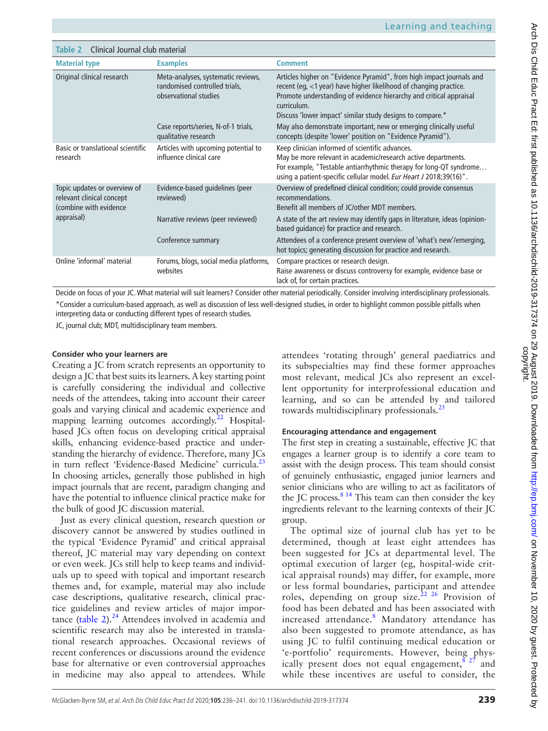**Table 2** Clinical Journal club material

| Material type | Examples | Comment |
|---|---|---|
| Original clinical research | Meta-analyses, systematic reviews, randomised controlled trials, observational studies | Articles higher on "Evidence Pyramid", from high impact journals and recent (eg, <1 year) have higher likelihood of changing practice. Promote understanding of evidence hierarchy and critical appraisal curriculum. Discuss 'lower impact' similar study designs to compare.* |
| | Case reports/series, N-of-1 trials, qualitative research | May also demonstrate important, new or emerging clinically useful concepts (despite 'lower' position on "Evidence Pyramid"). |
| Basic or translational scientific research | Articles with upcoming potential to influence clinical care | Keep clinician informed of scientific advances. May be more relevant in academic/research active departments. For example, "Testable antiarrhythmic therapy for long-QT syndrome… using a patient-specific cellular model. *Eur Heart J* 2018;39(16)". |
| Topic updates or overview of relevant clinical concept (combine with evidence appraisal) | Evidence-based guidelines (peer reviewed) | Overview of predefined clinical condition; could provide consensus recommendations. Benefit all members of JC/other MDT members. |
| | Narrative reviews (peer reviewed) | A state of the art review may identify gaps in literature, ideas (opinion-based guidance) for practice and research. |
| | Conference summary | Attendees of a conference present overview of 'what's new'/emerging, hot topics; generating discussion for practice and research. |
| Online 'informal' material | Forums, blogs, social media platforms, websites | Compare practices or research design. Raise awareness or discuss controversy for example, evidence base or lack of, for certain practices. |

Decide on focus of your JC. What material will suit learners? Consider other material periodically. Consider involving interdisciplinary professionals.

*Consider a curriculum-based approach, as well as discussion of less well-designed studies, in order to highlight common possible pitfalls when interpreting data or conducting different types of research studies.

JC, journal club; MDT, multidisciplinary team members.

#### Consider who your learners are

Creating a JC from scratch represents an opportunity to design a JC that best suits its learners. A key starting point is carefully considering the individual and collective needs of the attendees, taking into account their career goals and varying clinical and academic experience and mapping learning outcomes accordingly.[22] Hospital-based JCs often focus on developing critical appraisal skills, enhancing evidence-based practice and understanding the hierarchy of evidence. Therefore, many JCs in turn reflect 'Evidence-Based Medicine' curricula.[23] In choosing articles, generally those published in high impact journals that are recent, paradigm changing and have the potential to influence clinical practice make for the bulk of good JC discussion material.

Just as every clinical question, research question or discovery cannot be answered by studies outlined in the typical 'Evidence Pyramid' and critical appraisal thereof, JC material may vary depending on context or even week. JCs still help to keep teams and individuals up to speed with topical and important research themes and, for example, material may also include case descriptions, qualitative research, clinical practice guidelines and review articles of major importance (table 2).[24] Attendees involved in academia and scientific research may also be interested in translational research approaches. Occasional reviews of recent conferences or discussions around the evidence base for alternative or even controversial approaches in medicine may also appeal to attendees. While attendees 'rotating through' general paediatrics and its subspecialties may find these former approaches most relevant, medical JCs also represent an excellent opportunity for interprofessional education and learning, and so can be attended by and tailored towards multidisciplinary professionals.[25]

#### Encouraging attendance and engagement

The first step in creating a sustainable, effective JC that engages a learner group is to identify a core team to assist with the design process. This team should consist of genuinely enthusiastic, engaged junior learners and senior clinicians who are willing to act as facilitators of the JC process.[8,14] This team can then consider the key ingredients relevant to the learning contexts of their JC group.

The optimal size of journal club has yet to be determined, though at least eight attendees has been suggested for JCs at departmental level. The optimal execution of larger (eg, hospital-wide critical appraisal rounds) may differ, for example, more or less formal boundaries, participant and attendee roles, depending on group size.[22,26] Provision of food has been debated and has been associated with increased attendance.[8] Mandatory attendance has also been suggested to promote attendance, as has using JC to fulfil continuing medical education or 'e-portfolio' requirements. However, being physically present does not equal engagement,[8,27] and while these incentives are useful to consider, the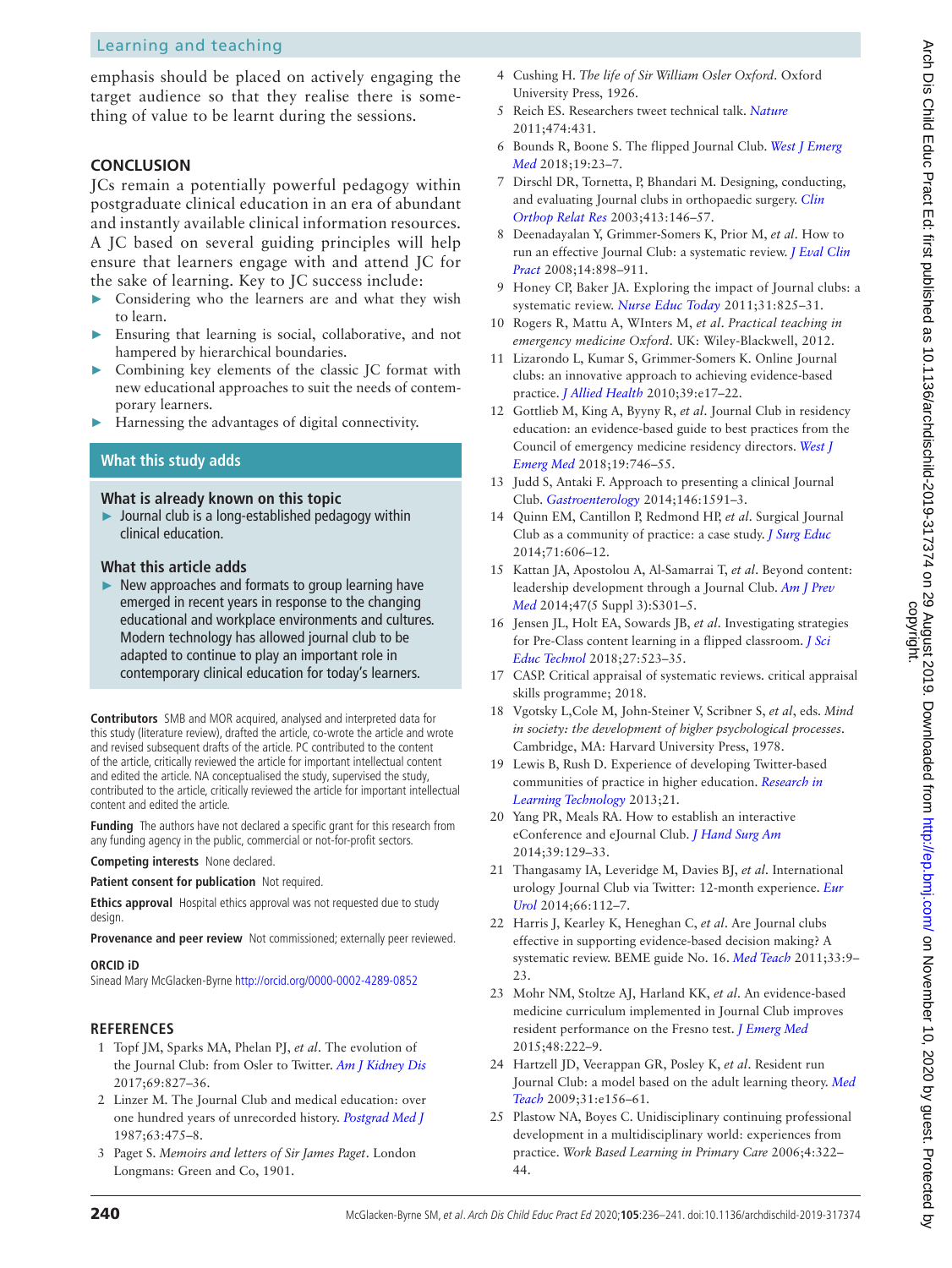emphasis should be placed on actively engaging the target audience so that they realise there is something of value to be learnt during the sessions.

## CONCLUSION

JCs remain a potentially powerful pedagogy within postgraduate clinical education in an era of abundant and instantly available clinical information resources. A JC based on several guiding principles will help ensure that learners engage with and attend JC for the sake of learning. Key to JC success include:

- Considering who the learners are and what they wish to learn.
- Ensuring that learning is social, collaborative, and not hampered by hierarchical boundaries.
- Combining key elements of the classic JC format with new educational approaches to suit the needs of contemporary learners.
- Harnessing the advantages of digital connectivity.

### What this study adds

**What is already known on this topic**

- Journal club is a long-established pedagogy within clinical education.

**What this article adds**

- New approaches and formats to group learning have emerged in recent years in response to the changing educational and workplace environments and cultures. Modern technology has allowed journal club to be adapted to continue to play an important role in contemporary clinical education for today's learners.

**Contributors** SMB and MOR acquired, analysed and interpreted data for this study (literature review), drafted the article, co-wrote the article and wrote and revised subsequent drafts of the article. PC contributed to the content of the article, critically reviewed the article for important intellectual content and edited the article. NA conceptualised the study, supervised the study, contributed to the article, critically reviewed the article for important intellectual content and edited the article.

**Funding** The authors have not declared a specific grant for this research from any funding agency in the public, commercial or not-for-profit sectors.

**Competing interests** None declared.

**Patient consent for publication** Not required.

**Ethics approval** Hospital ethics approval was not requested due to study design.

**Provenance and peer review** Not commissioned; externally peer reviewed.

**ORCID iD**

Sinead Mary McGlacken-Byrne http://orcid.org/0000-0002-4289-0852

## REFERENCES

1. Topf JM, Sparks MA, Phelan PJ, *et al*. The evolution of the Journal Club: from Osler to Twitter. *Am J Kidney Dis* 2017;69:827–36.
2. Linzer M. The Journal Club and medical education: over one hundred years of unrecorded history. *Postgrad Med J* 1987;63:475–8.
3. Paget S. *Memoirs and letters of Sir James Paget*. London Longmans: Green and Co, 1901.
4. Cushing H. *The life of Sir William Osler Oxford*. Oxford University Press, 1926.
5. Reich ES. Researchers tweet technical talk. *Nature* 2011;474:431.
6. Bounds R, Boone S. The flipped Journal Club. *West J Emerg Med* 2018;19:23–7.
7. Dirschl DR, Tornetta, P, Bhandari M. Designing, conducting, and evaluating Journal clubs in orthopaedic surgery. *Clin Orthop Relat Res* 2003;413:146–57.
8. Deenadayalan Y, Grimmer-Somers K, Prior M, *et al*. How to run an effective Journal Club: a systematic review. *J Eval Clin Pract* 2008;14:898–911.
9. Honey CP, Baker JA. Exploring the impact of Journal clubs: a systematic review. *Nurse Educ Today* 2011;31:825–31.
10. Rogers R, Mattu A, WInters M, *et al*. *Practical teaching in emergency medicine Oxford*. UK: Wiley-Blackwell, 2012.
11. Lizarondo L, Kumar S, Grimmer-Somers K. Online Journal clubs: an innovative approach to achieving evidence-based practice. *J Allied Health* 2010;39:e17–22.
12. Gottlieb M, King A, Byyny R, *et al*. Journal Club in residency education: an evidence-based guide to best practices from the Council of emergency medicine residency directors. *West J Emerg Med* 2018;19:746–55.
13. Judd S, Antaki F. Approach to presenting a clinical Journal Club. *Gastroenterology* 2014;146:1591–3.
14. Quinn EM, Cantillon P, Redmond HP, *et al*. Surgical Journal Club as a community of practice: a case study. *J Surg Educ* 2014;71:606–12.
15. Kattan JA, Apostolou A, Al-Samarrai T, *et al*. Beyond content: leadership development through a Journal Club. *Am J Prev Med* 2014;47(5 Suppl 3):S301–5.
16. Jensen JL, Holt EA, Sowards JB, *et al*. Investigating strategies for Pre-Class content learning in a flipped classroom. *J Sci Educ Technol* 2018;27:523–35.
17. CASP. Critical appraisal of systematic reviews. critical appraisal skills programme; 2018.
18. Vgotsky L,Cole M, John-Steiner V, Scribner S, *et al*, eds. *Mind in society: the development of higher psychological processes*. Cambridge, MA: Harvard University Press, 1978.
19. Lewis B, Rush D. Experience of developing Twitter-based communities of practice in higher education. *Research in Learning Technology* 2013;21.
20. Yang PR, Meals RA. How to establish an interactive eConference and eJournal Club. *J Hand Surg Am* 2014;39:129–33.
21. Thangasamy IA, Leveridge M, Davies BJ, *et al*. International urology Journal Club via Twitter: 12-month experience. *Eur Urol* 2014;66:112–7.
22. Harris J, Kearley K, Heneghan C, *et al*. Are Journal clubs effective in supporting evidence-based decision making? A systematic review. BEME guide No. 16. *Med Teach* 2011;33:9–23.
23. Mohr NM, Stoltze AJ, Harland KK, *et al*. An evidence-based medicine curriculum implemented in Journal Club improves resident performance on the Fresno test. *J Emerg Med* 2015;48:222–9.
24. Hartzell JD, Veerappan GR, Posley K, *et al*. Resident run Journal Club: a model based on the adult learning theory. *Med Teach* 2009;31:e156–61.
25. Plastow NA, Boyes C. Unidisciplinary continuing professional development in a multidisciplinary world: experiences from practice. *Work Based Learning in Primary Care* 2006;4:322–44.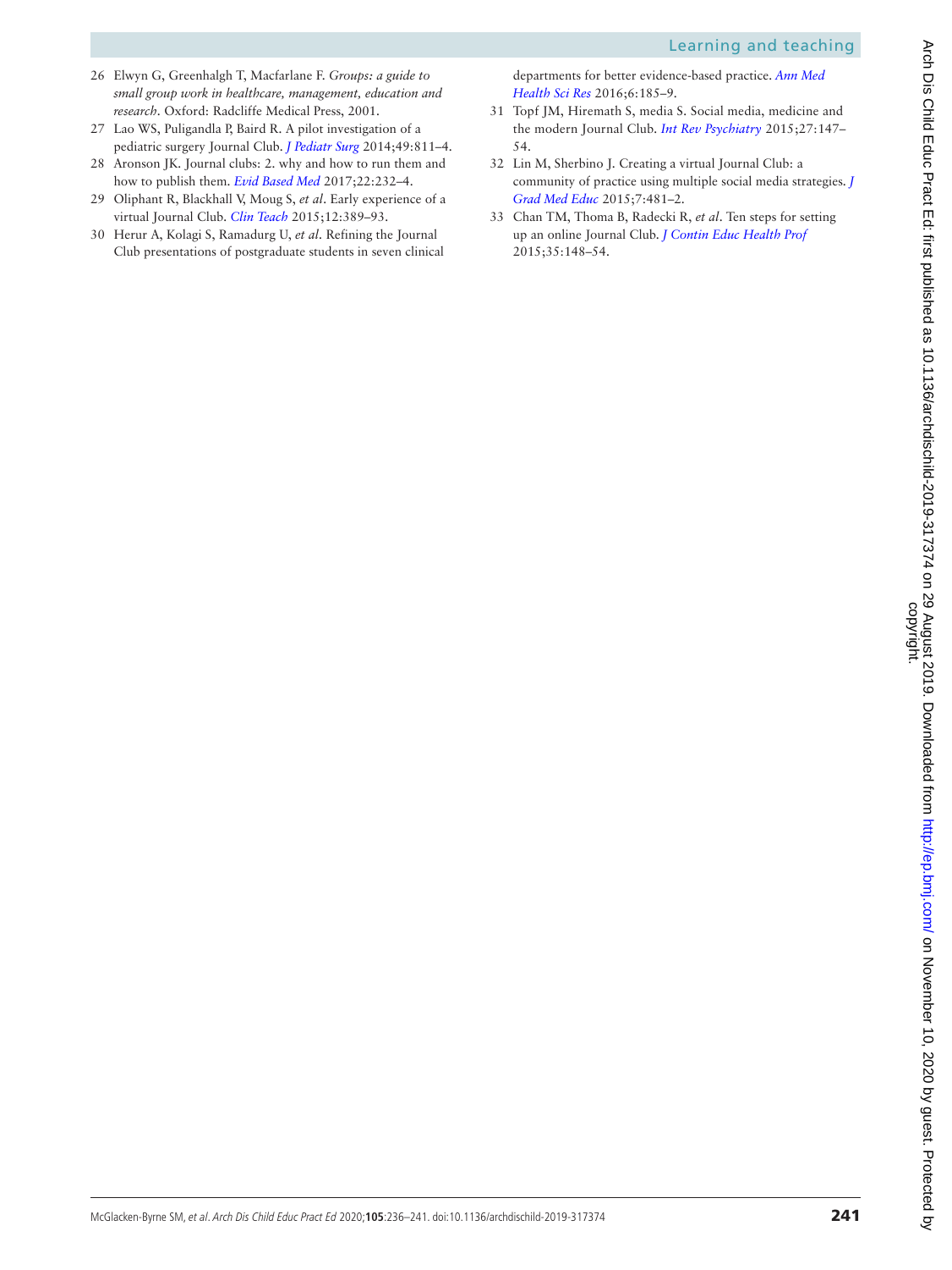26 Elwyn G, Greenhalgh T, Macfarlane F. *Groups: a guide to small group work in healthcare, management, education and research*. Oxford: Radcliffe Medical Press, 2001.

27 Lao WS, Puligandla P, Baird R. A pilot investigation of a pediatric surgery Journal Club. *J Pediatr Surg* 2014;49:811–4.

28 Aronson JK. Journal clubs: 2. why and how to run them and how to publish them. *Evid Based Med* 2017;22:232–4.

29 Oliphant R, Blackhall V, Moug S, *et al*. Early experience of a virtual Journal Club. *Clin Teach* 2015;12:389–93.

30 Herur A, Kolagi S, Ramadurg U, *et al*. Refining the Journal Club presentations of postgraduate students in seven clinical departments for better evidence-based practice. *Ann Med Health Sci Res* 2016;6:185–9.

31 Topf JM, Hiremath S, media S. Social media, medicine and the modern Journal Club. *Int Rev Psychiatry* 2015;27:147–54.

32 Lin M, Sherbino J. Creating a virtual Journal Club: a community of practice using multiple social media strategies. *J Grad Med Educ* 2015;7:481–2.

33 Chan TM, Thoma B, Radecki R, *et al*. Ten steps for setting up an online Journal Club. *J Contin Educ Health Prof* 2015;35:148–54.